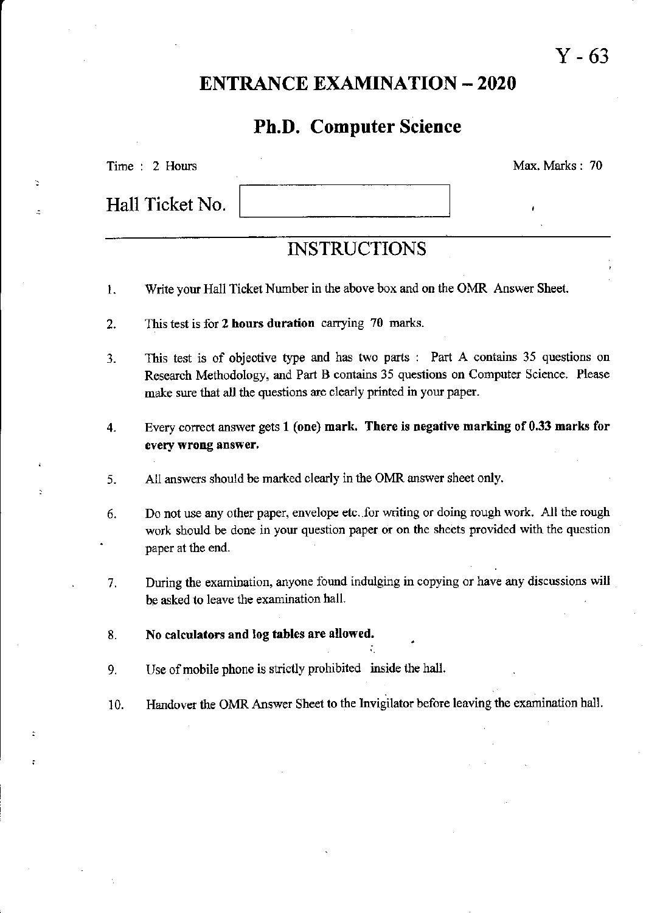Y - 63

# ENTRANCE EXAMINATION – 2020

## Ph.D. Computer Science

Time : 2 Hours

Max. Marks : 70

Hall Ticket No.

## INSTRUCTIONS

1. Write your Hall Ticket Number in the above box and on the OMR Answer Sheet.
2. This test is for **2 hours duration** carrying 70 marks.
3. This test is of objective type and has two parts : Part A contains 35 questions on Research Methodology, and Part B contains 35 questions on Computer Science. Please make sure that all the questions are clearly printed in your paper.
4. Every correct answer gets 1 **(one) mark. There is negative marking of 0.33 marks for every wrong answer.**
5. All answers should be marked clearly in the OMR answer sheet only.
6. Do not use any other paper, envelope etc. for writing or doing rough work. All the rough work should be done in your question paper or on the sheets provided with the question paper at the end.
7. During the examination, anyone found indulging in copying or have any discussions will be asked to leave the examination hall.
8. **No calculators and log tables are allowed.**
9. Use of mobile phone is strictly prohibited inside the hall.
10. Handover the OMR Answer Sheet to the Invigilator before leaving the examination hall.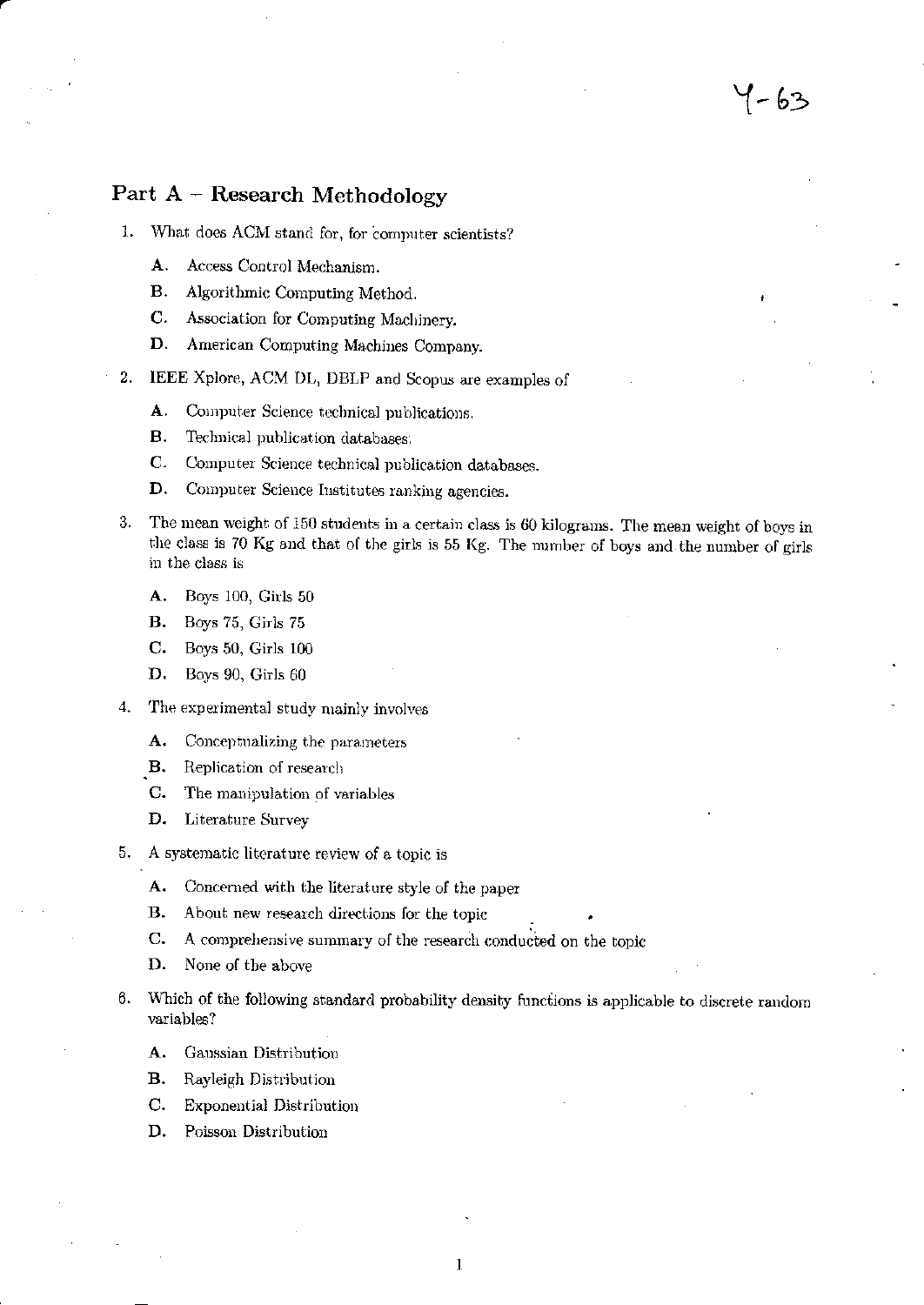Y-63

## Part A – Research Methodology

1. What does ACM stand for, for computer scientists?

   **A.** Access Control Mechanism.

   **B.** Algorithmic Computing Method.

   **C.** Association for Computing Machinery.

   **D.** American Computing Machines Company.

2. IEEE Xplore, ACM DL, DBLP and Scopus are examples of

   **A.** Computer Science technical publications.

   **B.** Technical publication databases.

   **C.** Computer Science technical publication databases.

   **D.** Computer Science Institutes ranking agencies.

3. The mean weight of 150 students in a certain class is 60 kilograms. The mean weight of boys in the class is 70 Kg and that of the girls is 55 Kg. The number of boys and the number of girls in the class is

   **A.** Boys 100, Girls 50

   **B.** Boys 75, Girls 75

   **C.** Boys 50, Girls 100

   **D.** Boys 90, Girls 60

4. The experimental study mainly involves

   **A.** Conceptualizing the parameters

   **B.** Replication of research

   **C.** The manipulation of variables

   **D.** Literature Survey

5. A systematic literature review of a topic is

   **A.** Concerned with the literature style of the paper

   **B.** About new research directions for the topic

   **C.** A comprehensive summary of the research conducted on the topic

   **D.** None of the above

6. Which of the following standard probability density functions is applicable to discrete random variables?

   **A.** Gaussian Distribution

   **B.** Rayleigh Distribution

   **C.** Exponential Distribution

   **D.** Poisson Distribution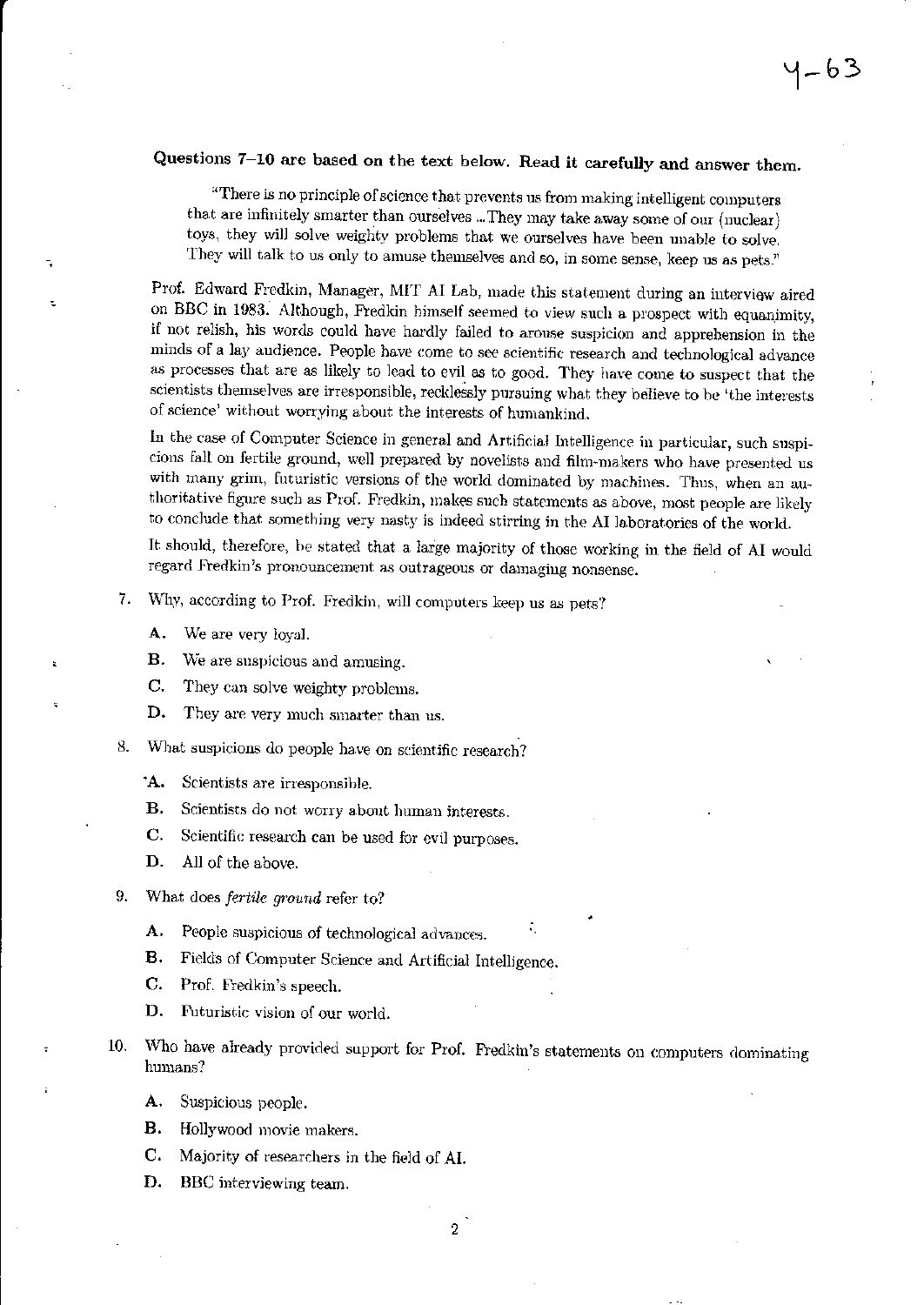**Questions 7–10 are based on the text below. Read it carefully and answer them.**

> "There is no principle of science that prevents us from making intelligent computers that are infinitely smarter than ourselves ...They may take away some of our (nuclear) toys, they will solve weighty problems that we ourselves have been unable to solve. They will talk to us only to amuse themselves and so, in some sense, keep us as pets."

Prof. Edward Fredkin, Manager, MIT AI Lab, made this statement during an interview aired on BBC in 1983. Although, Fredkin himself seemed to view such a prospect with equanimity, if not relish, his words could have hardly failed to arouse suspicion and apprehension in the minds of a lay audience. People have come to see scientific research and technological advance as processes that are as likely to lead to evil as to good. They have come to suspect that the scientists themselves are irresponsible, recklessly pursuing what they believe to be 'the interests of science' without worrying about the interests of humankind.

In the case of Computer Science in general and Artificial Intelligence in particular, such suspicions fall on fertile ground, well prepared by novelists and film-makers who have presented us with many grim, futuristic versions of the world dominated by machines. Thus, when an authoritative figure such as Prof. Fredkin, makes such statements as above, most people are likely to conclude that something very nasty is indeed stirring in the AI laboratories of the world.

It should, therefore, be stated that a large majority of those working in the field of AI would regard Fredkin's pronouncement as outrageous or damaging nonsense.

7. Why, according to Prof. Fredkin, will computers keep us as pets?

   **A.** We are very loyal.

   **B.** We are suspicious and amusing.

   **C.** They can solve weighty problems.

   **D.** They are very much smarter than us.

8. What suspicions do people have on scientific research?

   **A.** Scientists are irresponsible.

   **B.** Scientists do not worry about human interests.

   **C.** Scientific research can be used for evil purposes.

   **D.** All of the above.

9. What does *fertile ground* refer to?

   **A.** People suspicious of technological advances.

   **B.** Fields of Computer Science and Artificial Intelligence.

   **C.** Prof. Fredkin's speech.

   **D.** Futuristic vision of our world.

10. Who have already provided support for Prof. Fredkin's statements on computers dominating humans?

    **A.** Suspicious people.

    **B.** Hollywood movie makers.

    **C.** Majority of researchers in the field of AI.

    **D.** BBC interviewing team.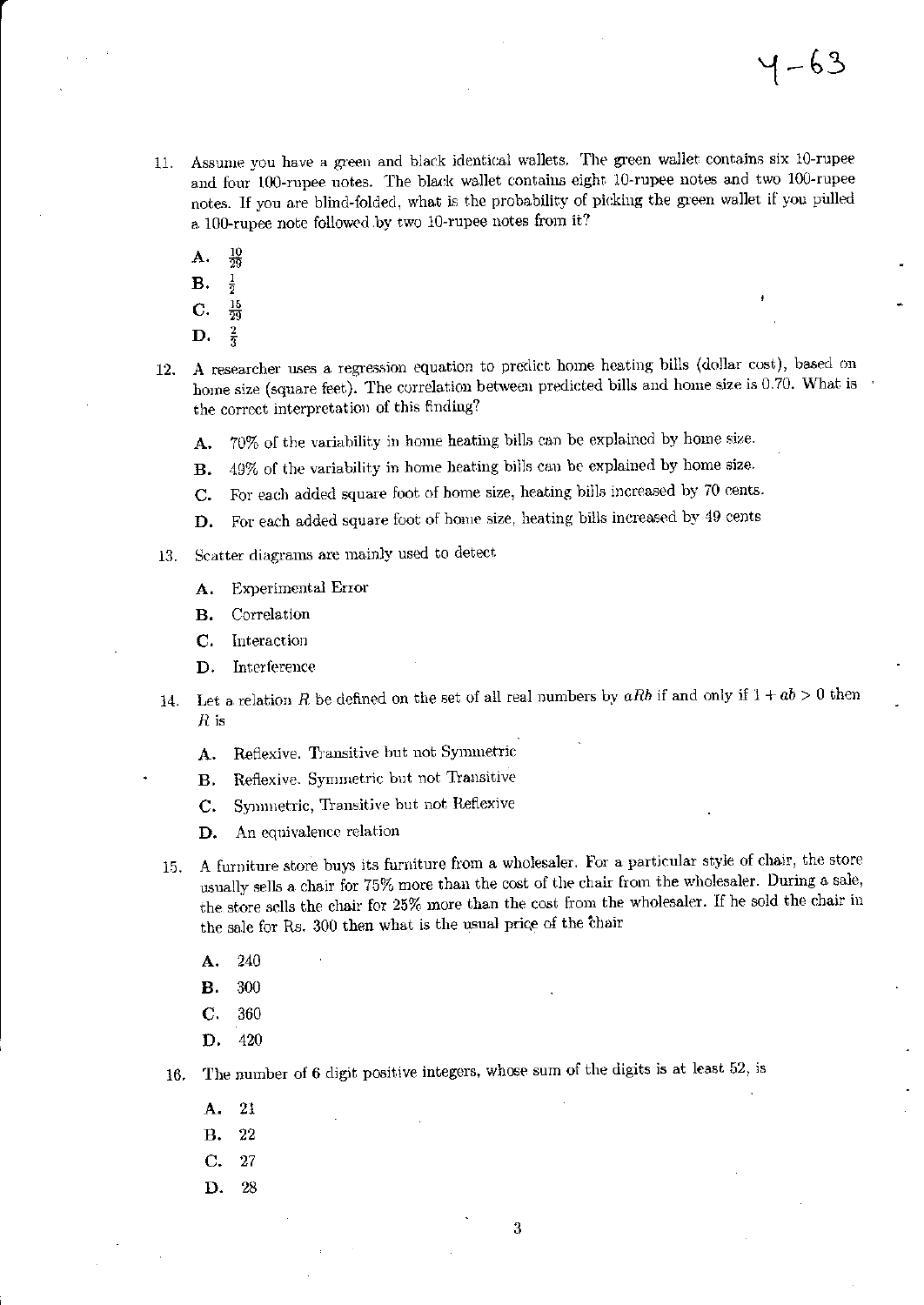Y-63

11. Assume you have a green and black identical wallets. The green wallet contains six 10-rupee and four 100-rupee notes. The black wallet contains eight 10-rupee notes and two 100-rupee notes. If you are blind-folded, what is the probability of picking the green wallet if you pulled a 100-rupee note followed by two 10-rupee notes from it?

    **A.** $\frac{10}{29}$

    **B.** $\frac{1}{2}$

    **C.** $\frac{15}{29}$

    **D.** $\frac{2}{3}$

12. A researcher uses a regression equation to predict home heating bills (dollar cost), based on home size (square feet). The correlation between predicted bills and home size is 0.70. What is the correct interpretation of this finding?

    **A.** 70% of the variability in home heating bills can be explained by home size.

    **B.** 49% of the variability in home heating bills can be explained by home size.

    **C.** For each added square foot of home size, heating bills increased by 70 cents.

    **D.** For each added square foot of home size, heating bills increased by 49 cents

13. Scatter diagrams are mainly used to detect

    **A.** Experimental Error

    **B.** Correlation

    **C.** Interaction

    **D.** Interference

14. Let a relation $R$ be defined on the set of all real numbers by $aRb$ if and only if $1 + ab > 0$ then $R$ is

    **A.** Reflexive. Transitive but not Symmetric

    **B.** Reflexive. Symmetric but not Transitive

    **C.** Symmetric, Transitive but not Reflexive

    **D.** An equivalence relation

15. A furniture store buys its furniture from a wholesaler. For a particular style of chair, the store usually sells a chair for 75% more than the cost of the chair from the wholesaler. During a sale, the store sells the chair for 25% more than the cost from the wholesaler. If he sold the chair in the sale for Rs. 300 then what is the usual price of the chair

    **A.** 240

    **B.** 300

    **C.** 360

    **D.** 420

16. The number of 6 digit positive integers, whose sum of the digits is at least 52, is

    **A.** 21

    **B.** 22

    **C.** 27

    **D.** 28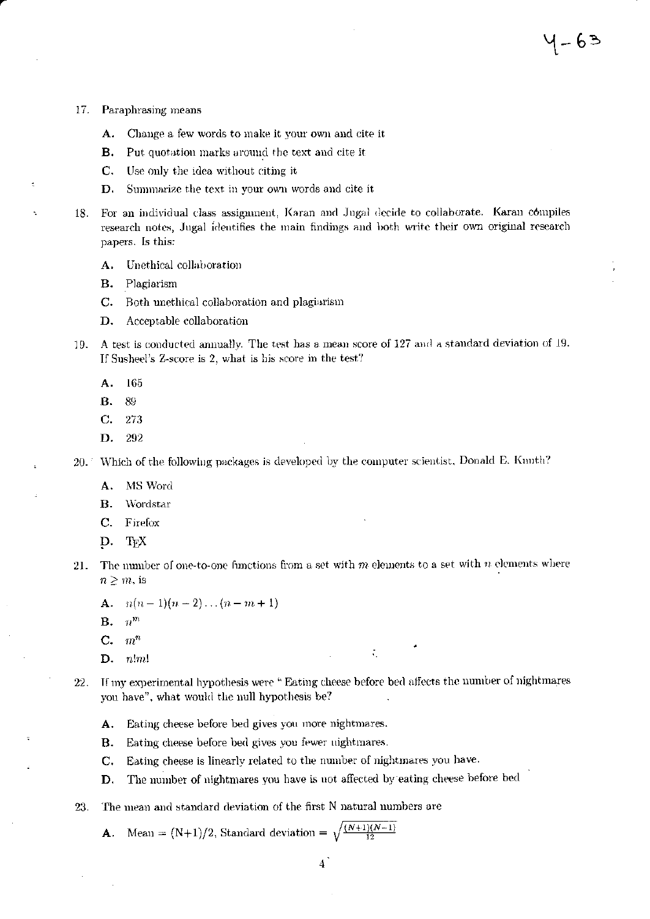17. Paraphrasing means

    A. Change a few words to make it your own and cite it
    B. Put quotation marks around the text and cite it
    C. Use only the idea without citing it
    D. Summarize the text in your own words and cite it

18. For an individual class assignment, Karan and Jugal decide to collaborate. Karan compiles research notes, Jugal identifies the main findings and both write their own original research papers. Is this:

    A. Unethical collaboration
    B. Plagiarism
    C. Both unethical collaboration and plagiarism
    D. Acceptable collaboration

19. A test is conducted annually. The test has a mean score of 127 and a standard deviation of 19. If Susheel's Z-score is 2, what is his score in the test?

    A. 165
    B. 89
    C. 273
    D. 292

20. Which of the following packages is developed by the computer scientist, Donald E. Knuth?

    A. MS Word
    B. Wordstar
    C. Firefox
    D. TEX

21. The number of one-to-one functions from a set with $m$ elements to a set with $n$ elements where $n \geq m$, is

    A. $n(n-1)(n-2)\ldots(n-m+1)$
    B. $n^m$
    C. $m^n$
    D. $n!m!$

22. If my experimental hypothesis were " Eating cheese before bed affects the number of nightmares you have", what would the null hypothesis be?

    A. Eating cheese before bed gives you more nightmares.
    B. Eating cheese before bed gives you fewer nightmares.
    C. Eating cheese is linearly related to the number of nightmares you have.
    D. The number of nightmares you have is not affected by eating cheese before bed

23. The mean and standard deviation of the first N natural numbers are

    A. Mean = (N+1)/2, Standard deviation = $\sqrt{\frac{(N+1)(N-1)}{12}}$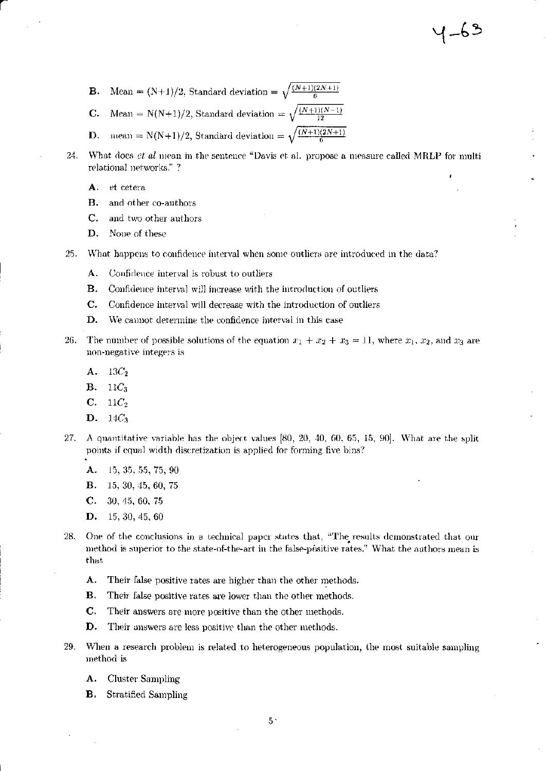4-63

**B.** Mean = (N+1)/2, Standard deviation = $\sqrt{\frac{(N+1)(2N+1)}{6}}$

**C.** Mean = N(N+1)/2, Standard deviation = $\sqrt{\frac{(N+1)(N-1)}{12}}$

**D.** mean = N(N+1)/2, Standard deviation = $\sqrt{\frac{(N+1)(2N+1)}{6}}$

24. What does *et al* mean in the sentence "Davis et al. propose a measure called MRLP for multi relational networks." ?

   **A.** et cetera

   **B.** and other co-authors

   **C.** and two other authors

   **D.** None of these

25. What happens to confidence interval when some outliers are introduced in the data?

   **A.** Confidence interval is robust to outliers

   **B.** Confidence interval will increase with the introduction of outliers

   **C.** Confidence interval will decrease with the introduction of outliers

   **D.** We cannot determine the confidence interval in this case

26. The number of possible solutions of the equation $x_1 + x_2 + x_3 = 11$, where $x_1$, $x_2$, and $x_3$ are non-negative integers is

   **A.** $13C_2$

   **B.** $11C_3$

   **C.** $11C_2$

   **D.** $14C_3$

27. A quantitative variable has the object values [80, 20, 40, 60, 65, 15, 90]. What are the split points if equal width discretization is applied for forming five bins?

   **A.** 15, 35, 55, 75, 90

   **B.** 15, 30, 45, 60, 75

   **C.** 30, 45, 60, 75

   **D.** 15, 30, 45, 60

28. One of the conclusions in a technical paper states that, "The results demonstrated that our method is superior to the state-of-the-art in the false-positive rates." What the authors mean is that

   **A.** Their false positive rates are higher than the other methods.

   **B.** Their false positive rates are lower than the other methods.

   **C.** Their answers are more positive than the other methods.

   **D.** Their answers are less positive than the other methods.

29. When a research problem is related to heterogeneous population, the most suitable sampling method is

   **A.** Cluster Sampling

   **B.** Stratified Sampling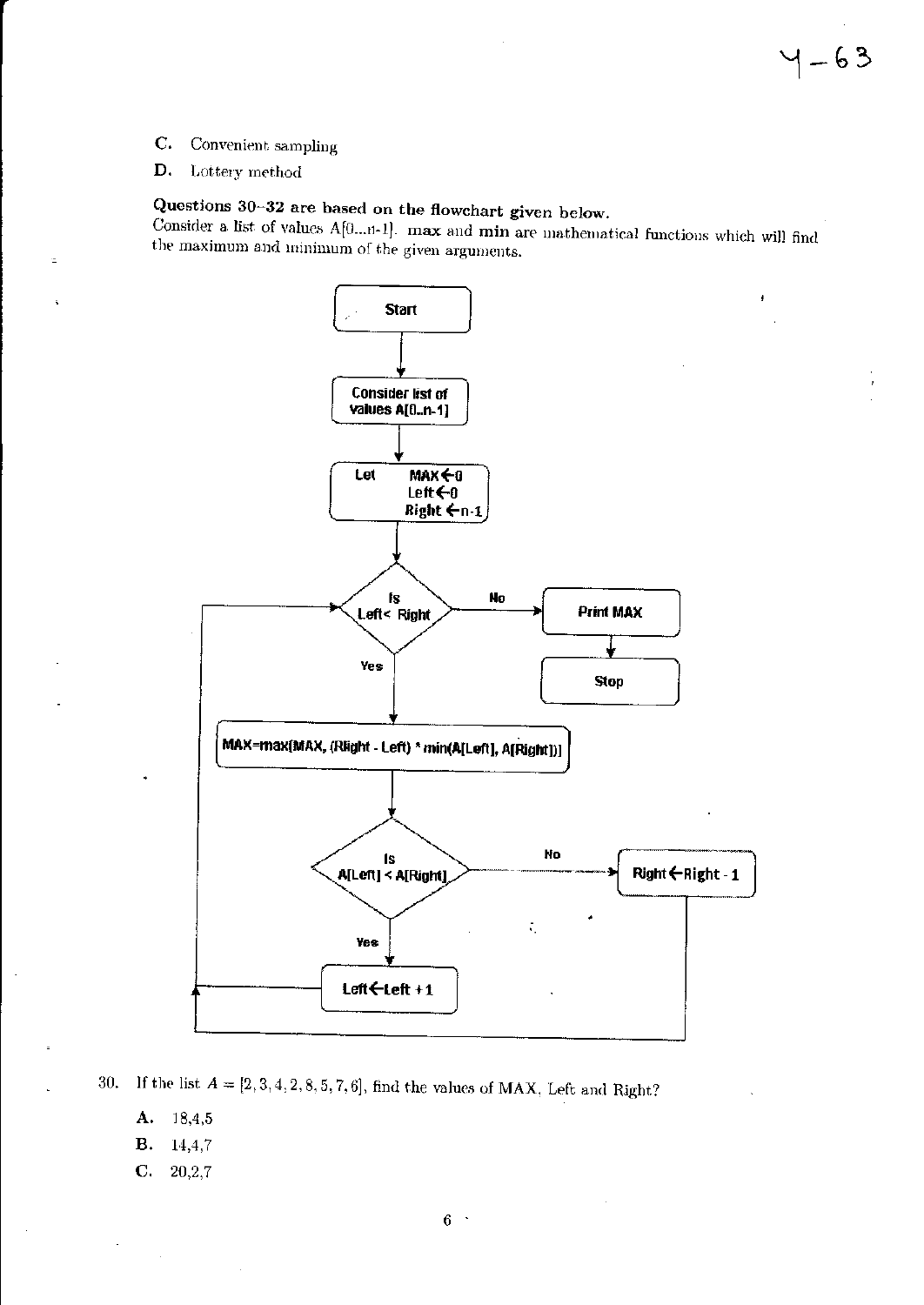C. Convenient sampling

D. Lottery method

**Questions 30–32 are based on the flowchart given below.**

Consider a list of values A[0...n-1]. **max** and **min** are mathematical functions which will find the maximum and minimum of the given arguments.

```
Start
  ↓
Consider list of values A[0..n-1]
  ↓
Let  MAX ← 0
     Left ← 0
     Right ← n-1
  ↓
Is Left < Right ? --No--> Print MAX → Stop
  | Yes
  ↓
MAX=max(MAX, (Right - Left) * min(A[Left], A[Right]))
  ↓
Is A[Left] < A[Right] ? --No--> Right ← Right - 1 → (back to "Is Left < Right")
  | Yes
  ↓
Left ← Left + 1 → (back to "Is Left < Right")
```

30. If the list $A = [2, 3, 4, 2, 8, 5, 7, 6]$, find the values of MAX, Left and Right?

   A. 18,4,5

   B. 14,4,7

   C. 20,2,7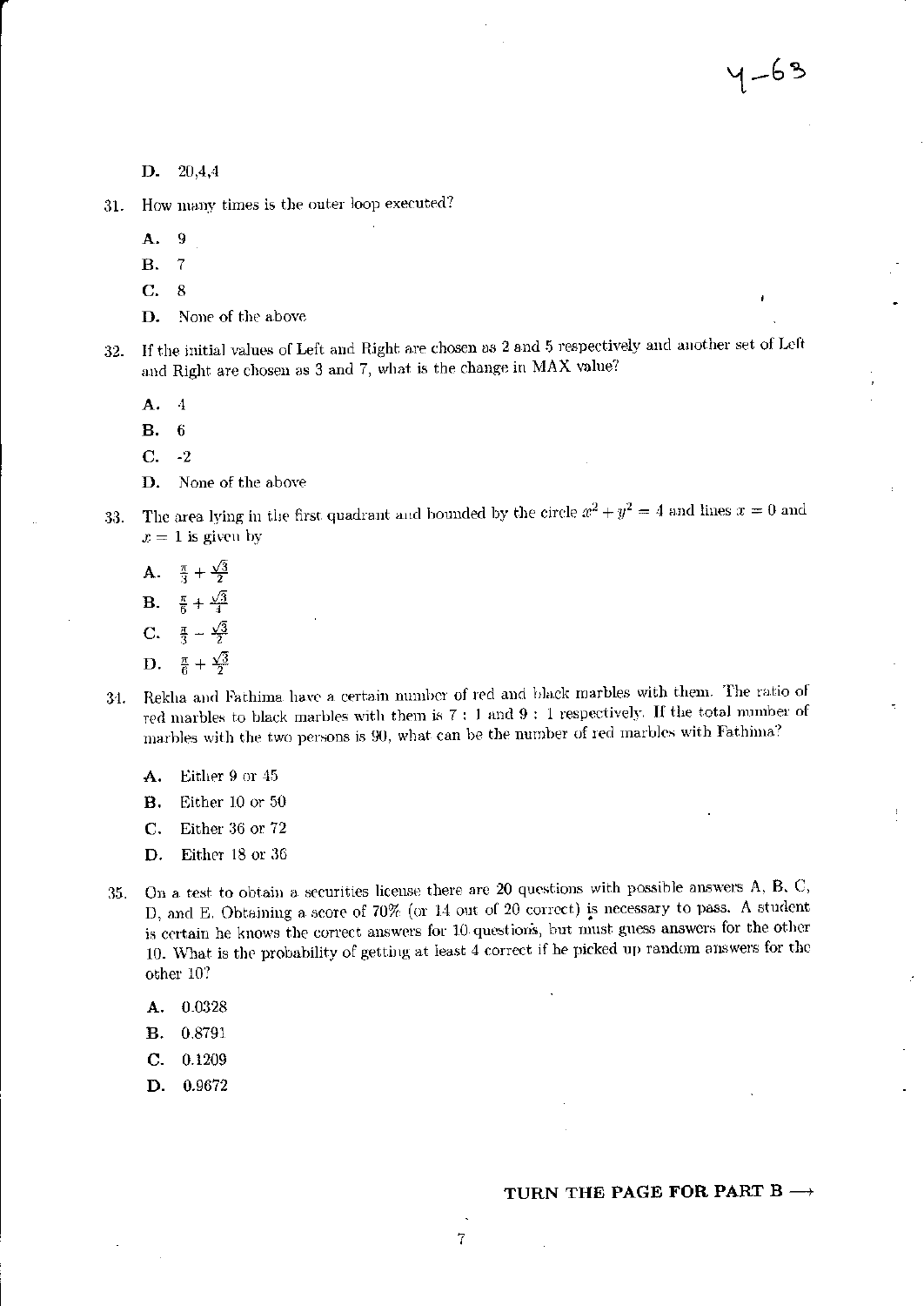D. 20,4,4

31. How many times is the outer loop executed?

    A. 9
    
    B. 7
    
    C. 8
    
    D. None of the above

32. If the initial values of Left and Right are chosen as 2 and 5 respectively and another set of Left and Right are chosen as 3 and 7, what is the change in MAX value?

    A. 4
    
    B. 6
    
    C. -2
    
    D. None of the above

33. The area lying in the first quadrant and bounded by the circle $x^2 + y^2 = 4$ and lines $x = 0$ and $x = 1$ is given by

    A. $\frac{\pi}{3} + \frac{\sqrt{3}}{2}$
    
    B. $\frac{\pi}{6} + \frac{\sqrt{3}}{4}$
    
    C. $\frac{\pi}{3} - \frac{\sqrt{3}}{2}$
    
    D. $\frac{\pi}{6} + \frac{\sqrt{3}}{2}$

34. Rekha and Fathima have a certain number of red and black marbles with them. The ratio of red marbles to black marbles with them is 7 : 1 and 9 : 1 respectively. If the total number of marbles with the two persons is 90, what can be the number of red marbles with Fathima?

    A. Either 9 or 45
    
    B. Either 10 or 50
    
    C. Either 36 or 72
    
    D. Either 18 or 36

35. On a test to obtain a securities license there are 20 questions with possible answers A, B, C, D, and E. Obtaining a score of 70% (or 14 out of 20 correct) is necessary to pass. A student is certain he knows the correct answers for 10 questions, but must guess answers for the other 10. What is the probability of getting at least 4 correct if he picked up random answers for the other 10?

    A. 0.0328
    
    B. 0.8791
    
    C. 0.1209
    
    D. 0.9672

**TURN THE PAGE FOR PART B ⟶**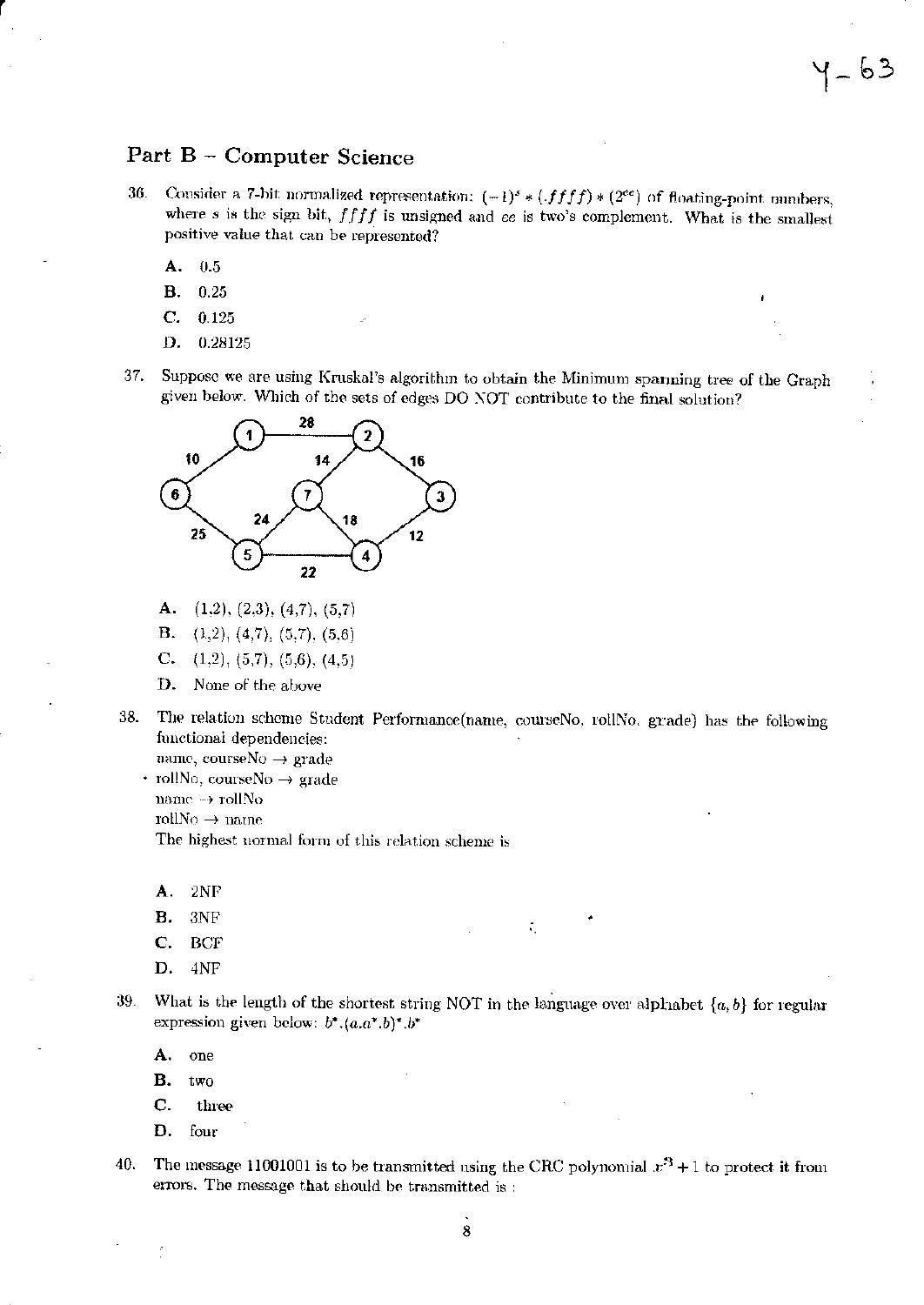## Part B – Computer Science

36. Consider a 7-bit normalized representation: $(-1)^s * (.ffff) * (2^{ee})$ of floating-point numbers, where $s$ is the sign bit, $ffff$ is unsigned and $ee$ is two's complement. What is the smallest positive value that can be represented?

    **A.** 0.5

    **B.** 0.25

    **C.** 0.125

    **D.** 0.28125

37. Suppose we are using Kruskal's algorithm to obtain the Minimum spanning tree of the Graph given below. Which of the sets of edges DO NOT contribute to the final solution?

    Graph edges: (1,2): 28, (1,6): 10, (2,7): 14, (2,3): 16, (6,5): 25, (5,7): 24, (7,4): 18, (3,4): 12, (5,4): 22

    **A.** (1,2), (2,3), (4,7), (5,7)

    **B.** (1,2), (4,7), (5,7), (5,6)

    **C.** (1,2), (5,7), (5,6), (4,5)

    **D.** None of the above

38. The relation scheme Student Performance(name, courseNo, rollNo, grade) has the following functional dependencies:

    name, courseNo $\rightarrow$ grade
    rollNo, courseNo $\rightarrow$ grade
    name $\rightarrow$ rollNo
    rollNo $\rightarrow$ name

    The highest normal form of this relation scheme is

    **A.** 2NF

    **B.** 3NF

    **C.** BCF

    **D.** 4NF

39. What is the length of the shortest string NOT in the language over alphabet $\{a, b\}$ for regular expression given below: $b^*.(a.a^*.b)^*.b^*$

    **A.** one

    **B.** two

    **C.** three

    **D.** four

40. The message 11001001 is to be transmitted using the CRC polynomial $x^3 + 1$ to protect it from errors. The message that should be transmitted is :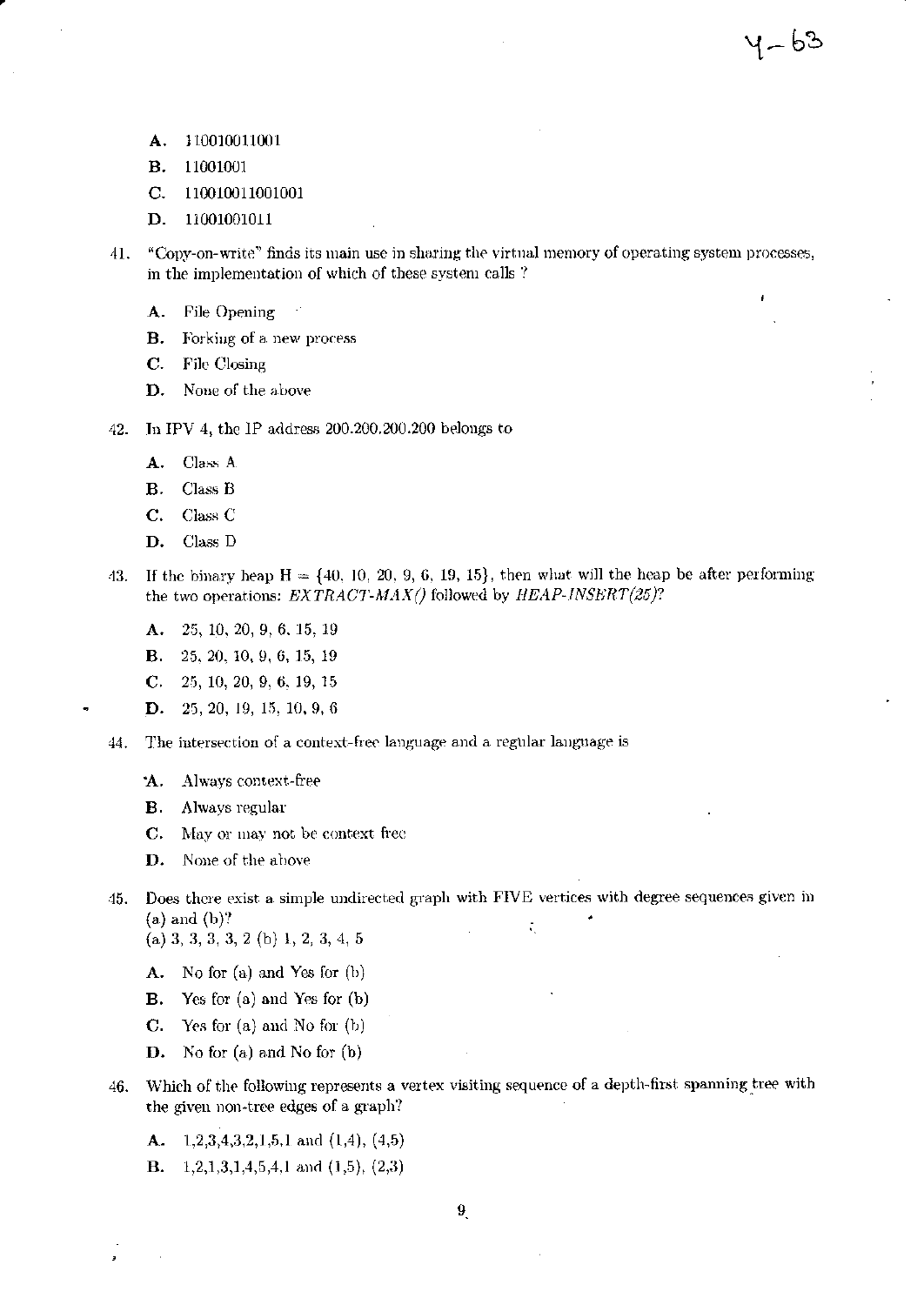A. 110010011001

B. 11001001

C. 110010011001001

D. 11001001011

41. "Copy-on-write" finds its main use in sharing the virtual memory of operating system processes, in the implementation of which of these system calls ?

 A. File Opening

 B. Forking of a new process

 C. File Closing

 D. None of the above

42. In IPV 4, the IP address 200.200.200.200 belongs to

 A. Class A

 B. Class B

 C. Class C

 D. Class D

43. If the binary heap H = {40, 10, 20, 9, 6, 19, 15}, then what will the heap be after performing the two operations: *EXTRACT-MAX()* followed by *HEAP-INSERT(25)*?

 A. 25, 10, 20, 9, 6, 15, 19

 B. 25, 20, 10, 9, 6, 15, 19

 C. 25, 10, 20, 9, 6, 19, 15

 D. 25, 20, 19, 15, 10, 9, 6

44. The intersection of a context-free language and a regular language is

 A. Always context-free

 B. Always regular

 C. May or may not be context free

 D. None of the above

45. Does there exist a simple undirected graph with FIVE vertices with degree sequences given in (a) and (b)?
 (a) 3, 3, 3, 3, 2 (b) 1, 2, 3, 4, 5

 A. No for (a) and Yes for (b)

 B. Yes for (a) and Yes for (b)

 C. Yes for (a) and No for (b)

 D. No for (a) and No for (b)

46. Which of the following represents a vertex visiting sequence of a depth-first spanning tree with the given non-tree edges of a graph?

 A. 1,2,3,4,3,2,1,5,1 and (1,4), (4,5)

 B. 1,2,1,3,1,4,5,4,1 and (1,5), (2,3)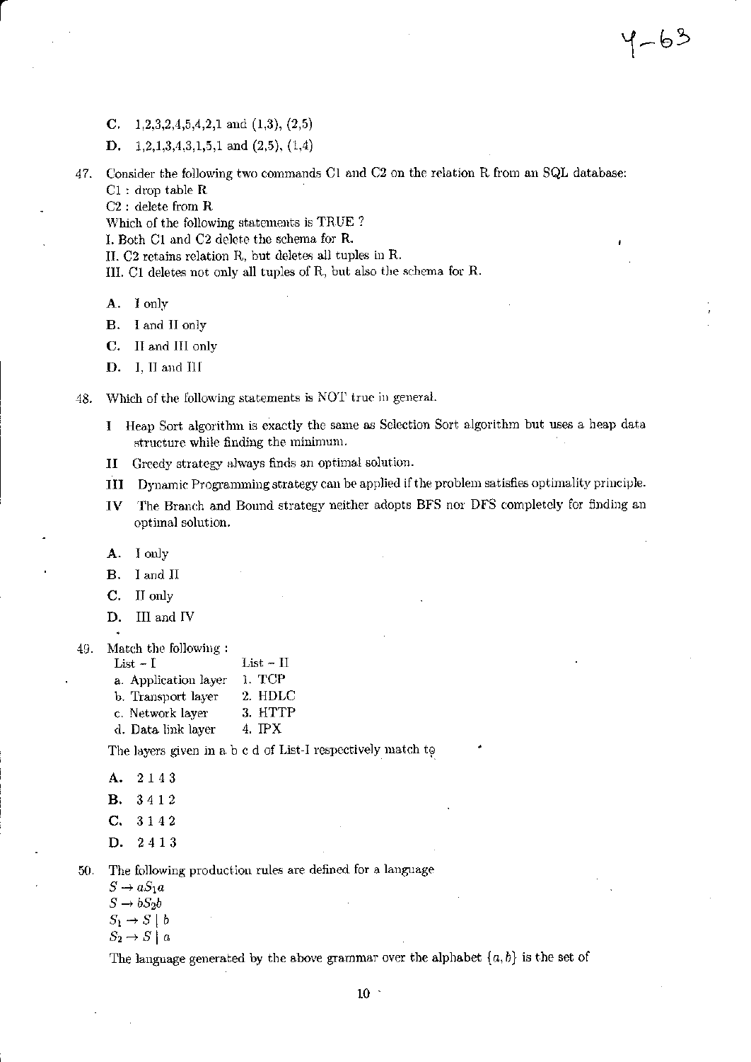C. 1,2,3,2,4,5,4,2,1 and (1,3), (2,5)

D. 1,2,1,3,4,3,1,5,1 and (2,5), (1,4)

47. Consider the following two commands C1 and C2 on the relation R from an SQL database:
C1 : drop table R
C2 : delete from R
Which of the following statements is TRUE ?
I. Both C1 and C2 delete the schema for R.
II. C2 retains relation R, but deletes all tuples in R.
III. C1 deletes not only all tuples of R, but also the schema for R.

A. I only

B. I and II only

C. II and III only

D. I, II and III

48. Which of the following statements is NOT true in general.

I Heap Sort algorithm is exactly the same as Selection Sort algorithm but uses a heap data structure while finding the minimum.

II Greedy strategy always finds an optimal solution.

III Dynamic Programming strategy can be applied if the problem satisfies optimality principle.

IV The Branch and Bound strategy neither adopts BFS nor DFS completely for finding an optimal solution.

A. I only

B. I and II

C. II only

D. III and IV

49. Match the following :

| List – I | List – II |
|---|---|
| a. Application layer | 1. TCP |
| b. Transport layer | 2. HDLC |
| c. Network layer | 3. HTTP |
| d. Data link layer | 4. IPX |

The layers given in a b c d of List-I respectively match to

A. 2 1 4 3

B. 3 4 1 2

C. 3 1 4 2

D. 2 4 1 3

50. The following production rules are defined for a language
$S \to aS_1a$
$S \to bS_2b$
$S_1 \to S \mid b$
$S_2 \to S \mid a$

The language generated by the above grammar over the alphabet $\{a, b\}$ is the set of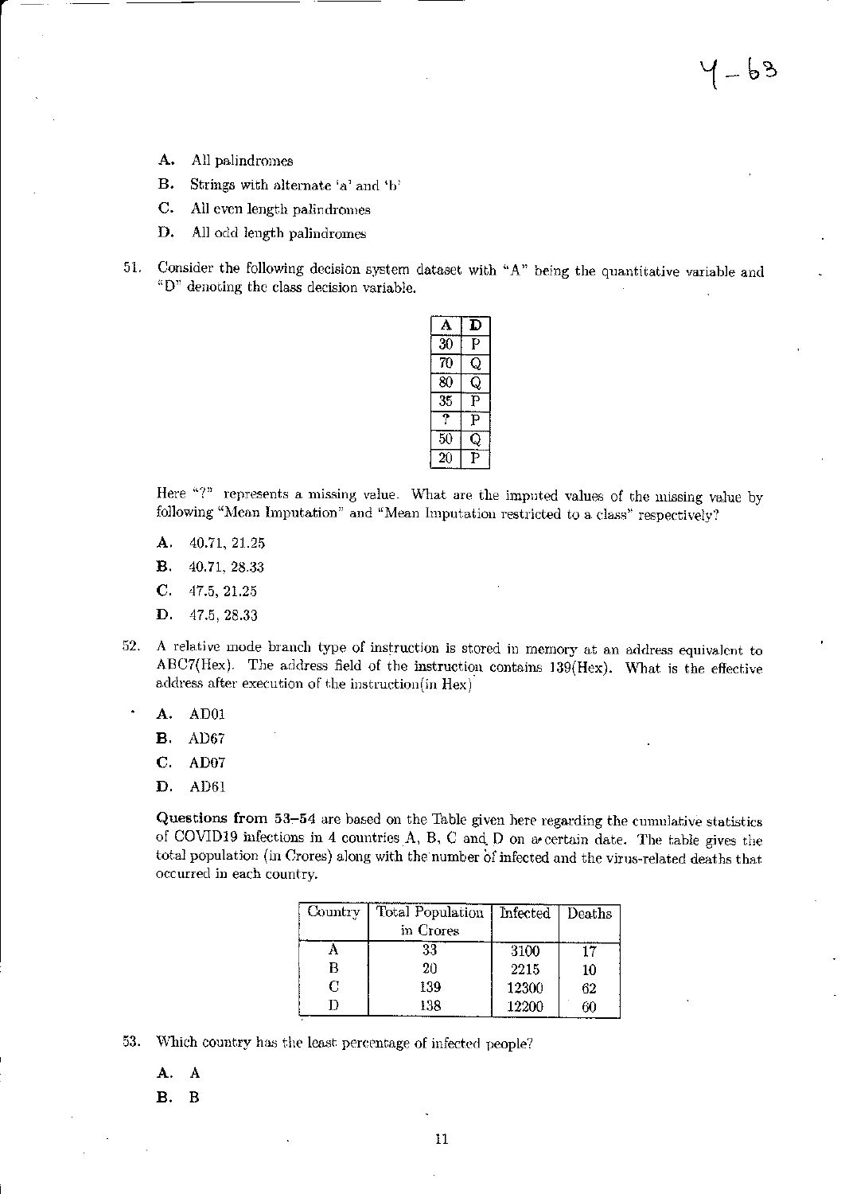A. All palindromes

B. Strings with alternate 'a' and 'b'

C. All even length palindromes

D. All odd length palindromes

51. Consider the following decision system dataset with "A" being the quantitative variable and "D" denoting the class decision variable.

| A | D |
|---|---|
| 30 | P |
| 70 | Q |
| 80 | Q |
| 35 | P |
| ? | P |
| 50 | Q |
| 20 | P |

Here "?" represents a missing value. What are the imputed values of the missing value by following "Mean Imputation" and "Mean Imputation restricted to a class" respectively?

A. 40.71, 21.25

B. 40.71, 28.33

C. 47.5, 21.25

D. 47.5, 28.33

52. A relative mode branch type of instruction is stored in memory at an address equivalent to ABC7(Hex). The address field of the instruction contains 139(Hex). What is the effective address after execution of the instruction(in Hex)

A. AD01

B. AD67

C. AD07

D. AD61

**Questions from 53–54** are based on the Table given here regarding the cumulative statistics of COVID19 infections in 4 countries A, B, C and D on a certain date. The table gives the total population (in Crores) along with the number of infected and the virus-related deaths that occurred in each country.

| Country | Total Population in Crores | Infected | Deaths |
|---|---|---|---|
| A | 33 | 3100 | 17 |
| B | 20 | 2215 | 10 |
| C | 139 | 12300 | 62 |
| D | 138 | 12200 | 60 |

53. Which country has the least percentage of infected people?

A. A

B. B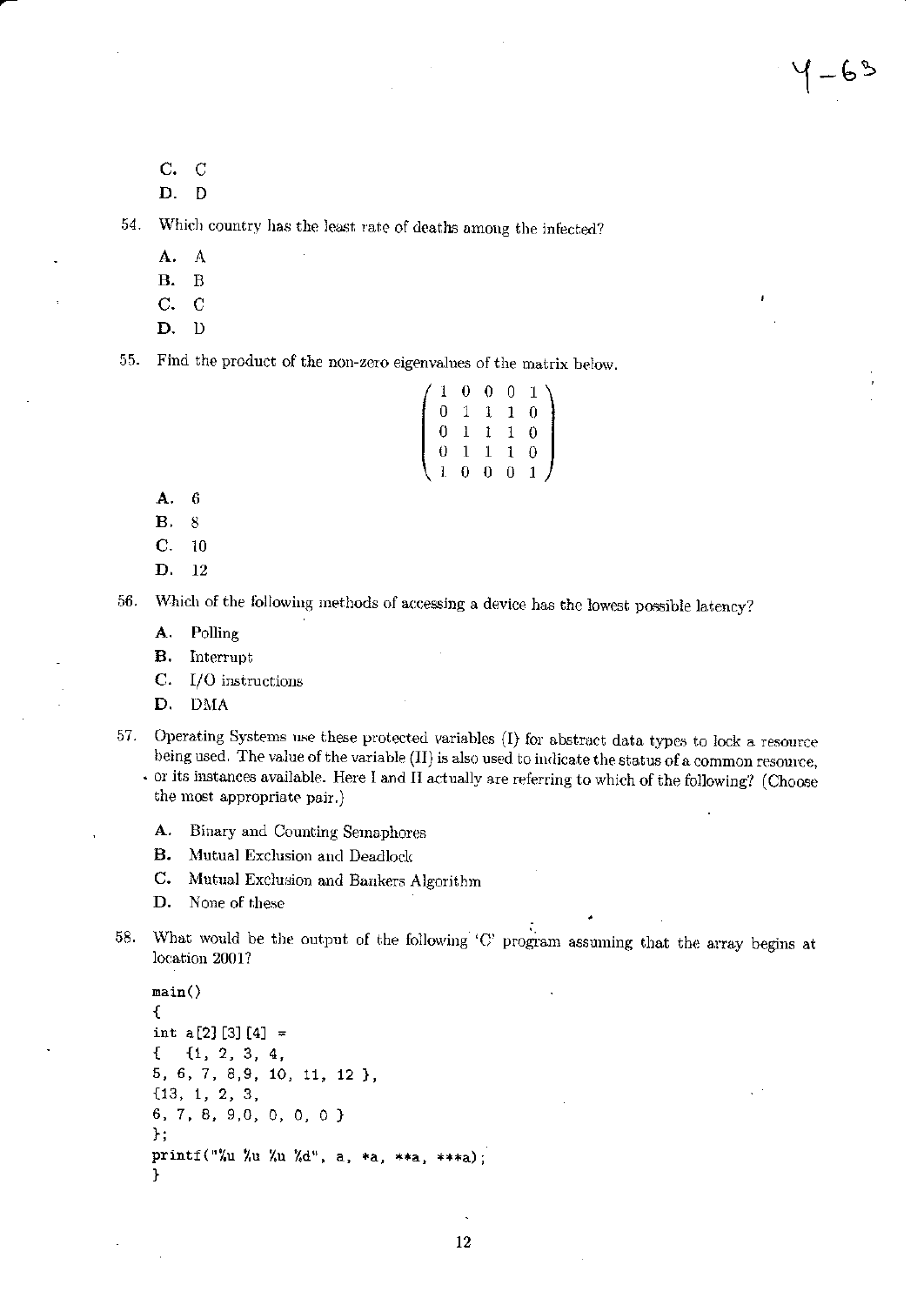C. C

D. D

54. Which country has the least rate of deaths among the infected?

   A. A

   B. B

   C. C

   D. D

55. Find the product of the non-zero eigenvalues of the matrix below.

$$\begin{pmatrix} 1 & 0 & 0 & 0 & 1 \\ 0 & 1 & 1 & 1 & 0 \\ 0 & 1 & 1 & 1 & 0 \\ 0 & 1 & 1 & 1 & 0 \\ 1 & 0 & 0 & 0 & 1 \end{pmatrix}$$

   A. 6

   B. 8

   C. 10

   D. 12

56. Which of the following methods of accessing a device has the lowest possible latency?

   A. Polling

   B. Interrupt

   C. I/O instructions

   D. DMA

57. Operating Systems use these protected variables (I) for abstract data types to lock a resource being used. The value of the variable (II) is also used to indicate the status of a common resource, or its instances available. Here I and II actually are referring to which of the following? (Choose the most appropriate pair.)

   A. Binary and Counting Semaphores

   B. Mutual Exclusion and Deadlock

   C. Mutual Exclusion and Bankers Algorithm

   D. None of these

58. What would be the output of the following 'C' program assuming that the array begins at location 2001?

```
main()
{
int a[2][3][4] =
{  {1, 2, 3, 4,
5, 6, 7, 8,9, 10, 11, 12 },
{13, 1, 2, 3,
6, 7, 8, 9,0, 0, 0, 0 }
};
printf("%u %u %u %d", a, *a, **a, ***a);
}
```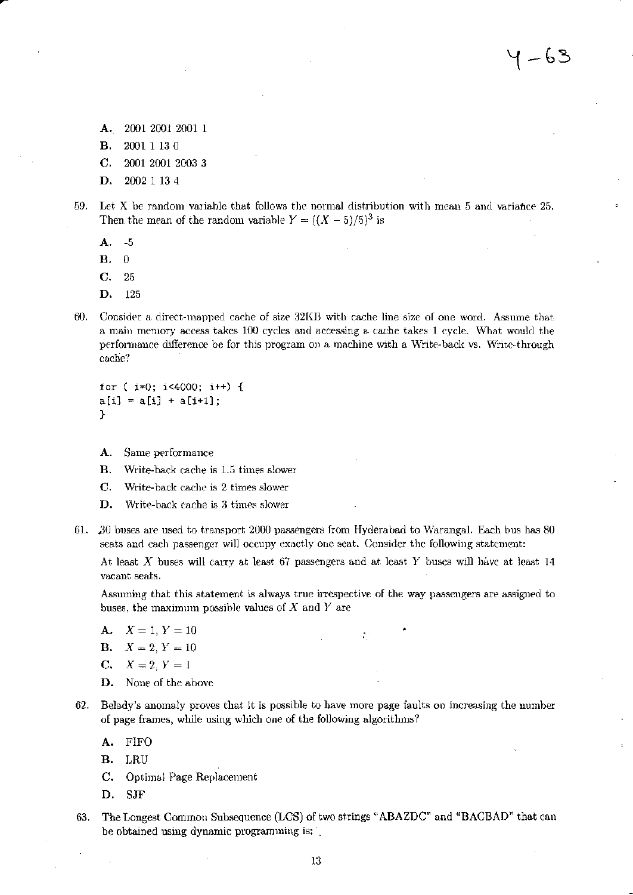A. 2001 2001 2001 1

B. 2001 1 13 0

C. 2001 2001 2003 3

D. 2002 1 13 4

59. Let X be random variable that follows the normal distribution with mean 5 and variance 25. Then the mean of the random variable $Y = ((X-5)/5)^3$ is

 A. -5

 B. 0

 C. 25

 D. 125

60. Consider a direct-mapped cache of size 32KB with cache line size of one word. Assume that a main memory access takes 100 cycles and accessing a cache takes 1 cycle. What would the performance difference be for this program on a machine with a Write-back vs. Write-through cache?

```
for ( i=0; i<4000; i++) {
a[i] = a[i] + a[i+1];
}
```

 A. Same performance

 B. Write-back cache is 1.5 times slower

 C. Write-back cache is 2 times slower

 D. Write-back cache is 3 times slower

61. 30 buses are used to transport 2000 passengers from Hyderabad to Warangal. Each bus has 80 seats and each passenger will occupy exactly one seat. Consider the following statement:

 At least $X$ buses will carry at least 67 passengers and at least $Y$ buses will have at least 14 vacant seats.

 Assuming that this statement is always true irrespective of the way passengers are assigned to buses, the maximum possible values of $X$ and $Y$ are

 A. $X = 1, Y = 10$

 B. $X = 2, Y = 10$

 C. $X = 2, Y = 1$

 D. None of the above

62. Belady's anomaly proves that it is possible to have more page faults on increasing the number of page frames, while using which one of the following algorithms?

 A. FIFO

 B. LRU

 C. Optimal Page Replacement

 D. SJF

63. The Longest Common Subsequence (LCS) of two strings "ABAZDC" and "BACBAD" that can be obtained using dynamic programming is: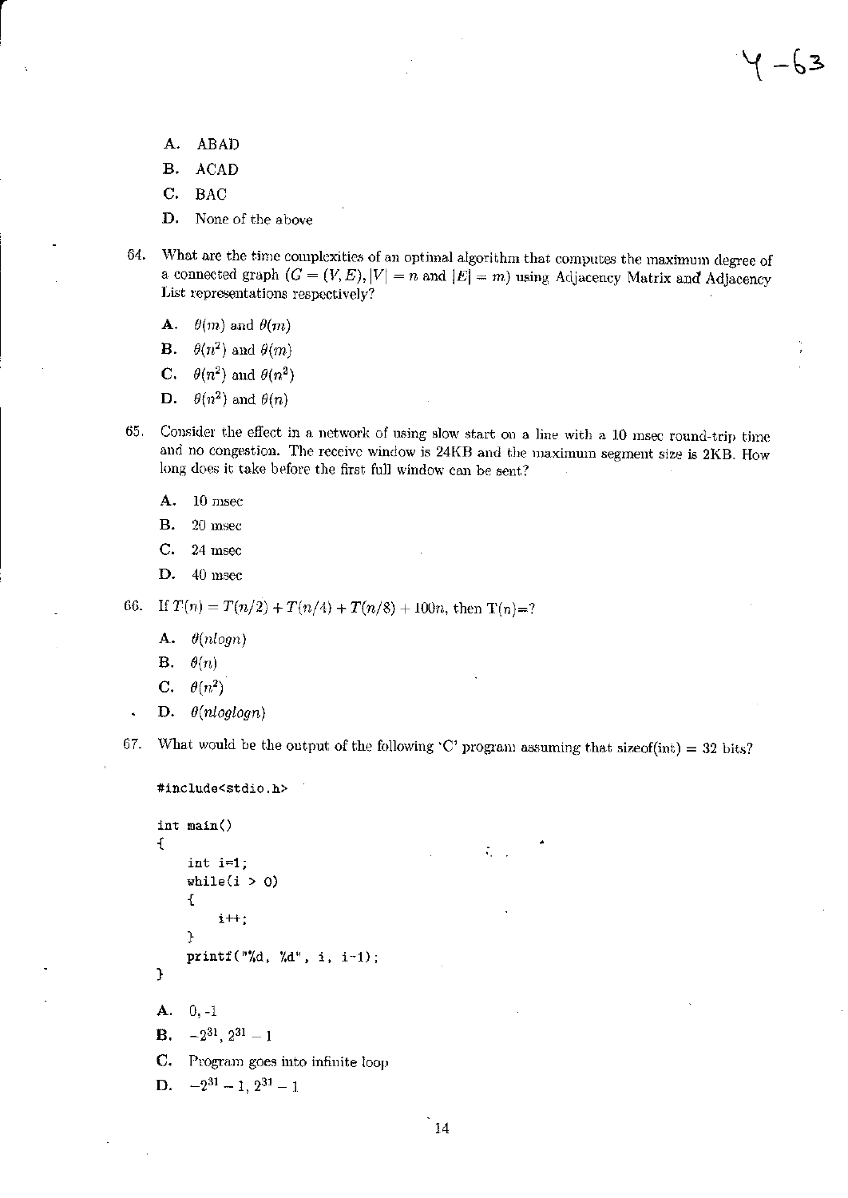A. ABAD

B. ACAD

C. BAC

D. None of the above

64. What are the time complexities of an optimal algorithm that computes the maximum degree of a connected graph ($G = (V, E), |V| = n$ and $|E| = m$) using Adjacency Matrix and Adjacency List representations respectively?

A. $\theta(m)$ and $\theta(m)$

B. $\theta(n^2)$ and $\theta(m)$

C. $\theta(n^2)$ and $\theta(n^2)$

D. $\theta(n^2)$ and $\theta(n)$

65. Consider the effect in a network of using slow start on a line with a 10 msec round-trip time and no congestion. The receive window is 24KB and the maximum segment size is 2KB. How long does it take before the first full window can be sent?

A. 10 msec

B. 20 msec

C. 24 msec

D. 40 msec

66. If $T(n) = T(n/2) + T(n/4) + T(n/8) + 100n$, then T(n)=?

A. $\theta(nlogn)$

B. $\theta(n)$

C. $\theta(n^2)$

D. $\theta(nloglogn)$

67. What would be the output of the following 'C' program assuming that sizeof(int) = 32 bits?

```
#include<stdio.h>

int main()
{
    int i=1;
    while(i > 0)
    {
        i++;
    }
    printf("%d, %d", i, i-1);
}
```

A. 0, -1

B. $-2^{31}, 2^{31} - 1$

C. Program goes into infinite loop

D. $-2^{31} - 1, 2^{31} - 1$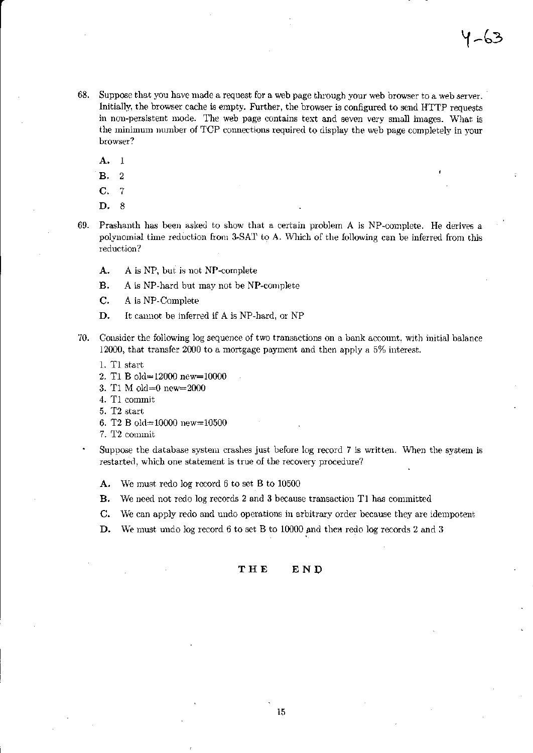68. Suppose that you have made a request for a web page through your web browser to a web server. Initially, the browser cache is empty. Further, the browser is configured to send HTTP requests in non-persistent mode. The web page contains text and seven very small images. What is the minimum number of TCP connections required to display the web page completely in your browser?

   **A.** 1

   **B.** 2

   **C.** 7

   **D.** 8

69. Prashanth has been asked to show that a certain problem A is NP-complete. He derives a polynomial time reduction from 3-SAT to A. Which of the following can be inferred from this reduction?

   **A.** A is NP, but is not NP-complete

   **B.** A is NP-hard but may not be NP-complete

   **C.** A is NP-Complete

   **D.** It cannot be inferred if A is NP-hard, or NP

70. Consider the following log sequence of two transactions on a bank account, with initial balance 12000, that transfer 2000 to a mortgage payment and then apply a 5% interest.

   1. T1 start
   2. T1 B old=12000 new=10000
   3. T1 M old=0 new=2000
   4. T1 commit
   5. T2 start
   6. T2 B old=10000 new=10500
   7. T2 commit

   Suppose the database system crashes just before log record 7 is written. When the system is restarted, which one statement is true of the recovery procedure?

   **A.** We must redo log record 6 to set B to 10500

   **B.** We need not redo log records 2 and 3 because transaction T1 has committed

   **C.** We can apply redo and undo operations in arbitrary order because they are idempotent

   **D.** We must undo log record 6 to set B to 10000 and then redo log records 2 and 3

**THE END**